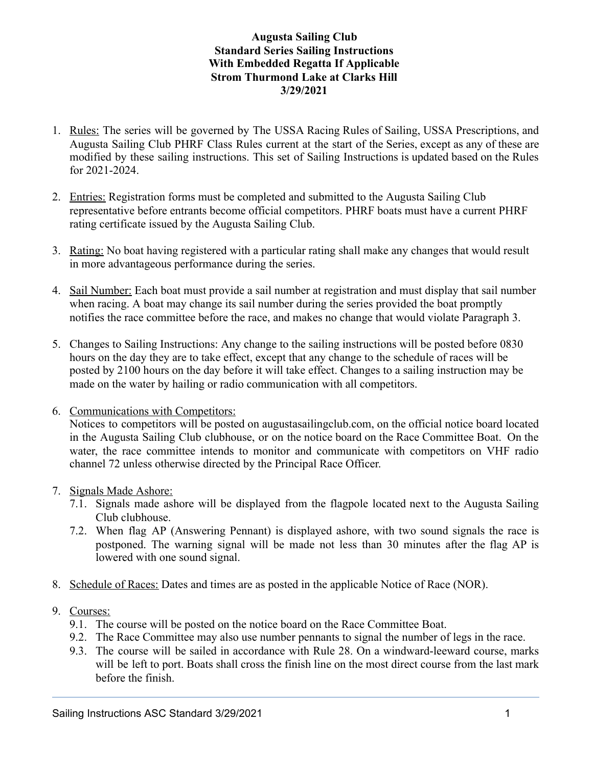# Augusta Sailing Club
## Standard Series Sailing Instructions
## With Embedded Regatta If Applicable
## Strom Thurmond Lake at Clarks Hill
## 3/29/2021

1. Rules: The series will be governed by The USSA Racing Rules of Sailing, USSA Prescriptions, and Augusta Sailing Club PHRF Class Rules current at the start of the Series, except as any of these are modified by these sailing instructions. This set of Sailing Instructions is updated based on the Rules for 2021-2024.

2. Entries: Registration forms must be completed and submitted to the Augusta Sailing Club representative before entrants become official competitors. PHRF boats must have a current PHRF rating certificate issued by the Augusta Sailing Club.

3. Rating: No boat having registered with a particular rating shall make any changes that would result in more advantageous performance during the series.

4. Sail Number: Each boat must provide a sail number at registration and must display that sail number when racing. A boat may change its sail number during the series provided the boat promptly notifies the race committee before the race, and makes no change that would violate Paragraph 3.

5. Changes to Sailing Instructions: Any change to the sailing instructions will be posted before 0830 hours on the day they are to take effect, except that any change to the schedule of races will be posted by 2100 hours on the day before it will take effect. Changes to a sailing instruction may be made on the water by hailing or radio communication with all competitors.

6. Communications with Competitors:
   Notices to competitors will be posted on augustasailingclub.com, on the official notice board located in the Augusta Sailing Club clubhouse, or on the notice board on the Race Committee Boat. On the water, the race committee intends to monitor and communicate with competitors on VHF radio channel 72 unless otherwise directed by the Principal Race Officer.

7. Signals Made Ashore:
   - 7.1. Signals made ashore will be displayed from the flagpole located next to the Augusta Sailing Club clubhouse.
   - 7.2. When flag AP (Answering Pennant) is displayed ashore, with two sound signals the race is postponed. The warning signal will be made not less than 30 minutes after the flag AP is lowered with one sound signal.

8. Schedule of Races: Dates and times are as posted in the applicable Notice of Race (NOR).

9. Courses:
   - 9.1. The course will be posted on the notice board on the Race Committee Boat.
   - 9.2. The Race Committee may also use number pennants to signal the number of legs in the race.
   - 9.3. The course will be sailed in accordance with Rule 28. On a windward-leeward course, marks will be left to port. Boats shall cross the finish line on the most direct course from the last mark before the finish.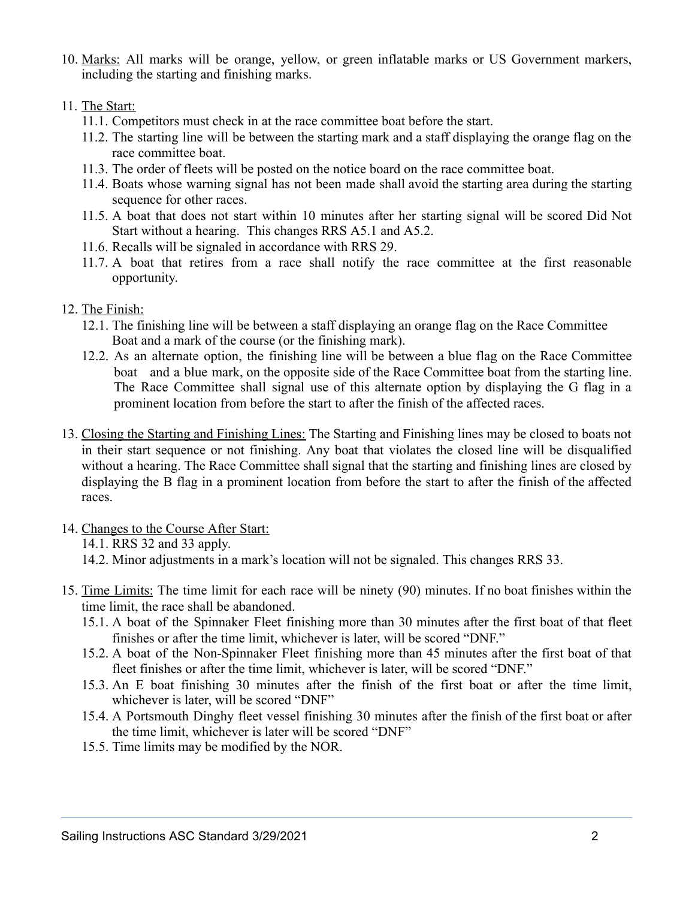10. <u>Marks:</u> All marks will be orange, yellow, or green inflatable marks or US Government markers, including the starting and finishing marks.

11. <u>The Start:</u>
    11.1. Competitors must check in at the race committee boat before the start.
    11.2. The starting line will be between the starting mark and a staff displaying the orange flag on the race committee boat.
    11.3. The order of fleets will be posted on the notice board on the race committee boat.
    11.4. Boats whose warning signal has not been made shall avoid the starting area during the starting sequence for other races.
    11.5. A boat that does not start within 10 minutes after her starting signal will be scored Did Not Start without a hearing. This changes RRS A5.1 and A5.2.
    11.6. Recalls will be signaled in accordance with RRS 29.
    11.7. A boat that retires from a race shall notify the race committee at the first reasonable opportunity.

12. <u>The Finish:</u>
    12.1. The finishing line will be between a staff displaying an orange flag on the Race Committee Boat and a mark of the course (or the finishing mark).
    12.2. As an alternate option, the finishing line will be between a blue flag on the Race Committee boat and a blue mark, on the opposite side of the Race Committee boat from the starting line. The Race Committee shall signal use of this alternate option by displaying the G flag in a prominent location from before the start to after the finish of the affected races.

13. <u>Closing the Starting and Finishing Lines:</u> The Starting and Finishing lines may be closed to boats not in their start sequence or not finishing. Any boat that violates the closed line will be disqualified without a hearing. The Race Committee shall signal that the starting and finishing lines are closed by displaying the B flag in a prominent location from before the start to after the finish of the affected races.

14. <u>Changes to the Course After Start:</u>
    14.1. RRS 32 and 33 apply.
    14.2. Minor adjustments in a mark's location will not be signaled. This changes RRS 33.

15. <u>Time Limits:</u> The time limit for each race will be ninety (90) minutes. If no boat finishes within the time limit, the race shall be abandoned.
    15.1. A boat of the Spinnaker Fleet finishing more than 30 minutes after the first boat of that fleet finishes or after the time limit, whichever is later, will be scored "DNF."
    15.2. A boat of the Non-Spinnaker Fleet finishing more than 45 minutes after the first boat of that fleet finishes or after the time limit, whichever is later, will be scored "DNF."
    15.3. An E boat finishing 30 minutes after the finish of the first boat or after the time limit, whichever is later, will be scored "DNF"
    15.4. A Portsmouth Dinghy fleet vessel finishing 30 minutes after the finish of the first boat or after the time limit, whichever is later will be scored "DNF"
    15.5. Time limits may be modified by the NOR.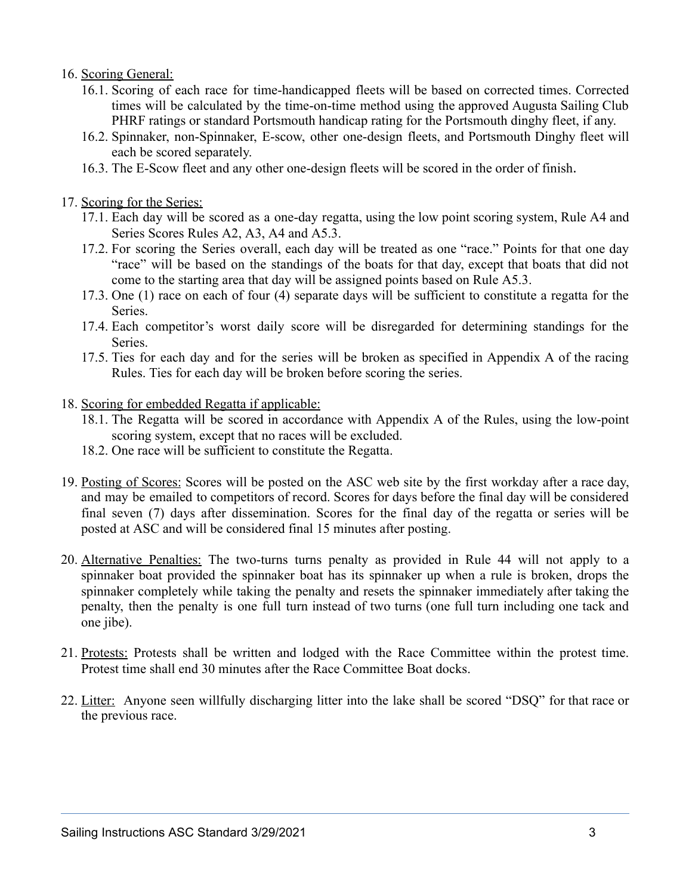16. <u>Scoring General:</u>
    16.1. Scoring of each race for time-handicapped fleets will be based on corrected times. Corrected times will be calculated by the time-on-time method using the approved Augusta Sailing Club PHRF ratings or standard Portsmouth handicap rating for the Portsmouth dinghy fleet, if any.
    16.2. Spinnaker, non-Spinnaker, E-scow, other one-design fleets, and Portsmouth Dinghy fleet will each be scored separately.
    16.3. The E-Scow fleet and any other one-design fleets will be scored in the order of finish.

17. <u>Scoring for the Series:</u>
    17.1. Each day will be scored as a one-day regatta, using the low point scoring system, Rule A4 and Series Scores Rules A2, A3, A4 and A5.3.
    17.2. For scoring the Series overall, each day will be treated as one "race." Points for that one day "race" will be based on the standings of the boats for that day, except that boats that did not come to the starting area that day will be assigned points based on Rule A5.3.
    17.3. One (1) race on each of four (4) separate days will be sufficient to constitute a regatta for the Series.
    17.4. Each competitor's worst daily score will be disregarded for determining standings for the Series.
    17.5. Ties for each day and for the series will be broken as specified in Appendix A of the racing Rules. Ties for each day will be broken before scoring the series.

18. <u>Scoring for embedded Regatta if applicable:</u>
    18.1. The Regatta will be scored in accordance with Appendix A of the Rules, using the low-point scoring system, except that no races will be excluded.
    18.2. One race will be sufficient to constitute the Regatta.

19. <u>Posting of Scores:</u> Scores will be posted on the ASC web site by the first workday after a race day, and may be emailed to competitors of record. Scores for days before the final day will be considered final seven (7) days after dissemination. Scores for the final day of the regatta or series will be posted at ASC and will be considered final 15 minutes after posting.

20. <u>Alternative Penalties:</u> The two-turns turns penalty as provided in Rule 44 will not apply to a spinnaker boat provided the spinnaker boat has its spinnaker up when a rule is broken, drops the spinnaker completely while taking the penalty and resets the spinnaker immediately after taking the penalty, then the penalty is one full turn instead of two turns (one full turn including one tack and one jibe).

21. <u>Protests:</u> Protests shall be written and lodged with the Race Committee within the protest time. Protest time shall end 30 minutes after the Race Committee Boat docks.

22. <u>Litter:</u> Anyone seen willfully discharging litter into the lake shall be scored "DSQ" for that race or the previous race.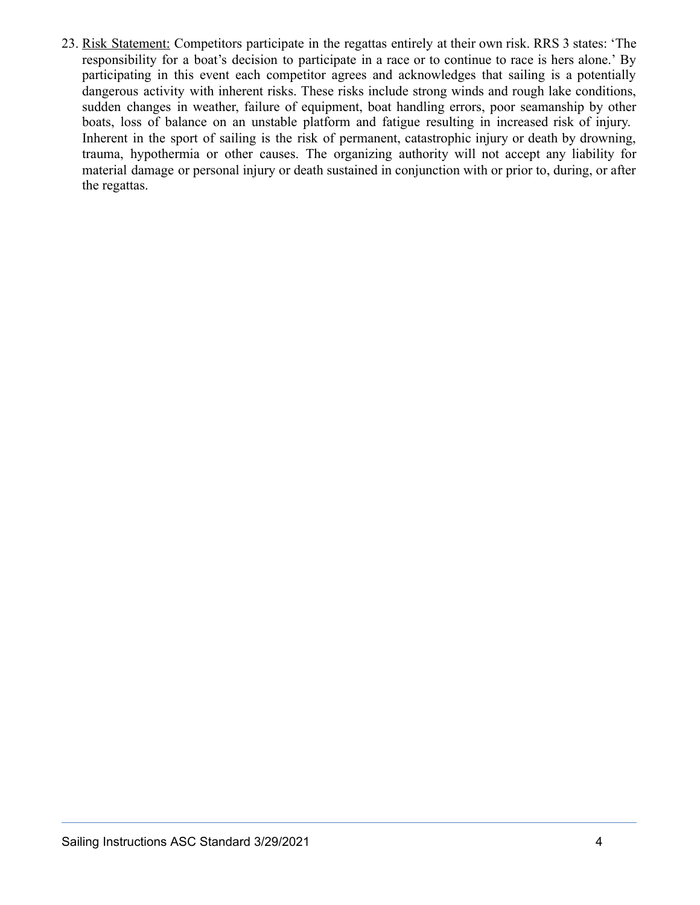23. <u>Risk Statement:</u> Competitors participate in the regattas entirely at their own risk. RRS 3 states: 'The responsibility for a boat's decision to participate in a race or to continue to race is hers alone.' By participating in this event each competitor agrees and acknowledges that sailing is a potentially dangerous activity with inherent risks. These risks include strong winds and rough lake conditions, sudden changes in weather, failure of equipment, boat handling errors, poor seamanship by other boats, loss of balance on an unstable platform and fatigue resulting in increased risk of injury. Inherent in the sport of sailing is the risk of permanent, catastrophic injury or death by drowning, trauma, hypothermia or other causes. The organizing authority will not accept any liability for material damage or personal injury or death sustained in conjunction with or prior to, during, or after the regattas.